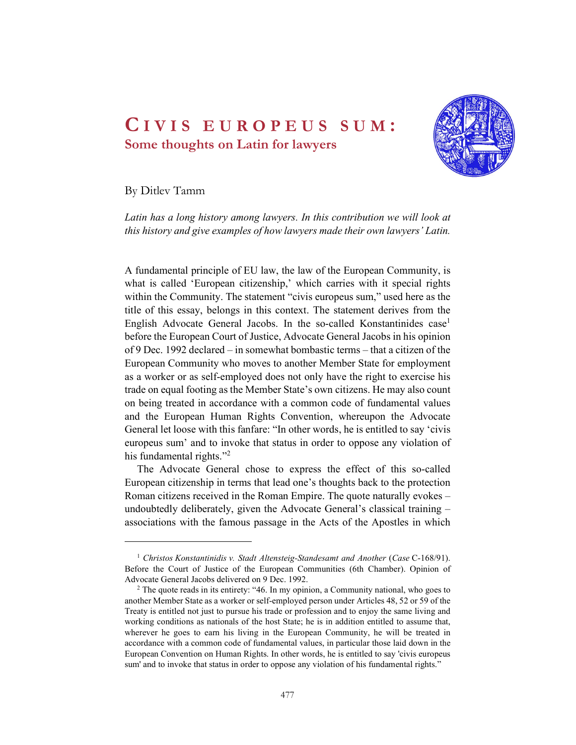# CIVIS EUROPEUS SUM:
## Some thoughts on Latin for lawyers

By Ditlev Tamm

*Latin has a long history among lawyers. In this contribution we will look at this history and give examples of how lawyers made their own lawyers' Latin.*

A fundamental principle of EU law, the law of the European Community, is what is called 'European citizenship,' which carries with it special rights within the Community. The statement "civis europeus sum," used here as the title of this essay, belongs in this context. The statement derives from the English Advocate General Jacobs. In the so-called Konstantinides case[1] before the European Court of Justice, Advocate General Jacobs in his opinion of 9 Dec. 1992 declared – in somewhat bombastic terms – that a citizen of the European Community who moves to another Member State for employment as a worker or as self-employed does not only have the right to exercise his trade on equal footing as the Member State's own citizens. He may also count on being treated in accordance with a common code of fundamental values and the European Human Rights Convention, whereupon the Advocate General let loose with this fanfare: "In other words, he is entitled to say 'civis europeus sum' and to invoke that status in order to oppose any violation of his fundamental rights."[2]

The Advocate General chose to express the effect of this so-called European citizenship in terms that lead one's thoughts back to the protection Roman citizens received in the Roman Empire. The quote naturally evokes – undoubtedly deliberately, given the Advocate General's classical training – associations with the famous passage in the Acts of the Apostles in which

---

[1] *Christos Konstantinidis v. Stadt Altensteig-Standesamt and Another* (*Case* C-168/91). Before the Court of Justice of the European Communities (6th Chamber). Opinion of Advocate General Jacobs delivered on 9 Dec. 1992.

[2] The quote reads in its entirety: "46. In my opinion, a Community national, who goes to another Member State as a worker or self-employed person under Articles 48, 52 or 59 of the Treaty is entitled not just to pursue his trade or profession and to enjoy the same living and working conditions as nationals of the host State; he is in addition entitled to assume that, wherever he goes to earn his living in the European Community, he will be treated in accordance with a common code of fundamental values, in particular those laid down in the European Convention on Human Rights. In other words, he is entitled to say 'civis europeus sum' and to invoke that status in order to oppose any violation of his fundamental rights."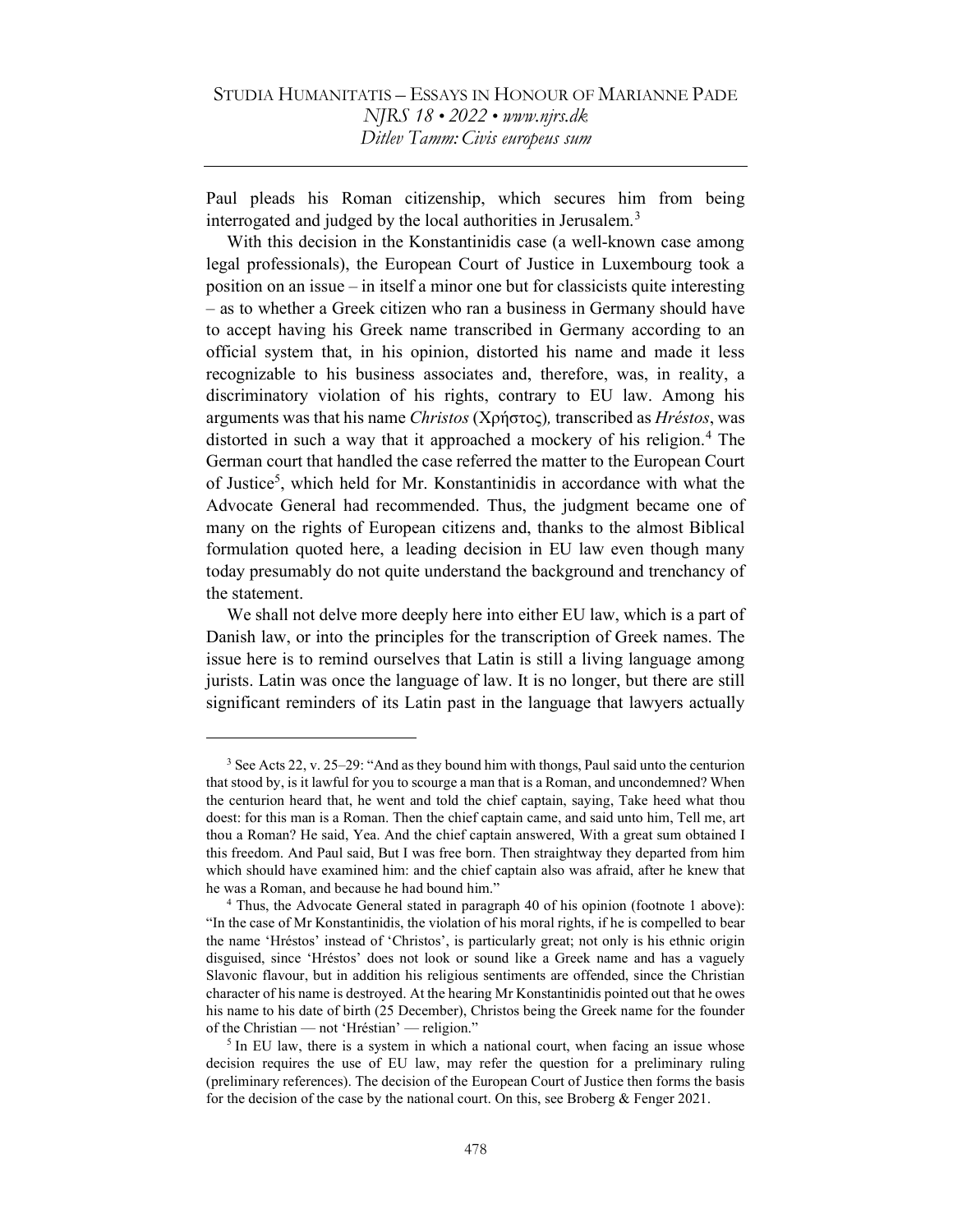Paul pleads his Roman citizenship, which secures him from being interrogated and judged by the local authorities in Jerusalem.[3]

With this decision in the Konstantinidis case (a well-known case among legal professionals), the European Court of Justice in Luxembourg took a position on an issue – in itself a minor one but for classicists quite interesting – as to whether a Greek citizen who ran a business in Germany should have to accept having his Greek name transcribed in Germany according to an official system that, in his opinion, distorted his name and made it less recognizable to his business associates and, therefore, was, in reality, a discriminatory violation of his rights, contrary to EU law. Among his arguments was that his name *Christos* (Χρήστος)*,* transcribed as *Hréstos*, was distorted in such a way that it approached a mockery of his religion.[4] The German court that handled the case referred the matter to the European Court of Justice[5], which held for Mr. Konstantinidis in accordance with what the Advocate General had recommended. Thus, the judgment became one of many on the rights of European citizens and, thanks to the almost Biblical formulation quoted here, a leading decision in EU law even though many today presumably do not quite understand the background and trenchancy of the statement.

We shall not delve more deeply here into either EU law, which is a part of Danish law, or into the principles for the transcription of Greek names. The issue here is to remind ourselves that Latin is still a living language among jurists. Latin was once the language of law. It is no longer, but there are still significant reminders of its Latin past in the language that lawyers actually

---

[3] See Acts 22, v. 25–29: "And as they bound him with thongs, Paul said unto the centurion that stood by, is it lawful for you to scourge a man that is a Roman, and uncondemned? When the centurion heard that, he went and told the chief captain, saying, Take heed what thou doest: for this man is a Roman. Then the chief captain came, and said unto him, Tell me, art thou a Roman? He said, Yea. And the chief captain answered, With a great sum obtained I this freedom. And Paul said, But I was free born. Then straightway they departed from him which should have examined him: and the chief captain also was afraid, after he knew that he was a Roman, and because he had bound him."

[4] Thus, the Advocate General stated in paragraph 40 of his opinion (footnote 1 above): "In the case of Mr Konstantinidis, the violation of his moral rights, if he is compelled to bear the name 'Hréstos' instead of 'Christos', is particularly great; not only is his ethnic origin disguised, since 'Hréstos' does not look or sound like a Greek name and has a vaguely Slavonic flavour, but in addition his religious sentiments are offended, since the Christian character of his name is destroyed. At the hearing Mr Konstantinidis pointed out that he owes his name to his date of birth (25 December), Christos being the Greek name for the founder of the Christian — not 'Hréstian' — religion."

[5] In EU law, there is a system in which a national court, when facing an issue whose decision requires the use of EU law, may refer the question for a preliminary ruling (preliminary references). The decision of the European Court of Justice then forms the basis for the decision of the case by the national court. On this, see Broberg & Fenger 2021.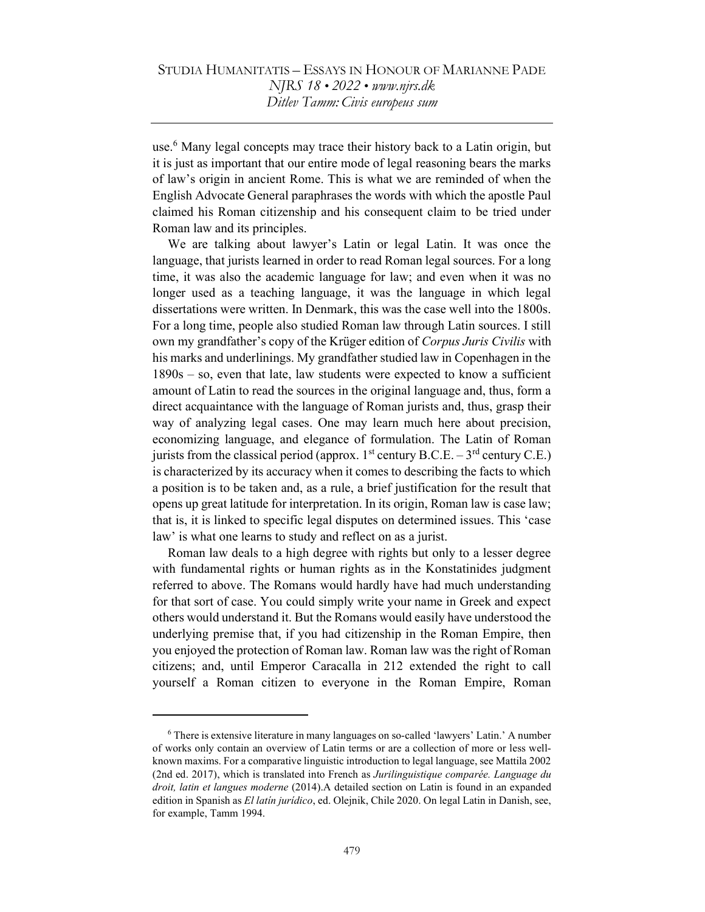use.[6] Many legal concepts may trace their history back to a Latin origin, but it is just as important that our entire mode of legal reasoning bears the marks of law's origin in ancient Rome. This is what we are reminded of when the English Advocate General paraphrases the words with which the apostle Paul claimed his Roman citizenship and his consequent claim to be tried under Roman law and its principles.

We are talking about lawyer's Latin or legal Latin. It was once the language, that jurists learned in order to read Roman legal sources. For a long time, it was also the academic language for law; and even when it was no longer used as a teaching language, it was the language in which legal dissertations were written. In Denmark, this was the case well into the 1800s. For a long time, people also studied Roman law through Latin sources. I still own my grandfather's copy of the Krüger edition of *Corpus Juris Civilis* with his marks and underlinings. My grandfather studied law in Copenhagen in the 1890s – so, even that late, law students were expected to know a sufficient amount of Latin to read the sources in the original language and, thus, form a direct acquaintance with the language of Roman jurists and, thus, grasp their way of analyzing legal cases. One may learn much here about precision, economizing language, and elegance of formulation. The Latin of Roman jurists from the classical period (approx. 1st century B.C.E. – 3rd century C.E.) is characterized by its accuracy when it comes to describing the facts to which a position is to be taken and, as a rule, a brief justification for the result that opens up great latitude for interpretation. In its origin, Roman law is case law; that is, it is linked to specific legal disputes on determined issues. This 'case law' is what one learns to study and reflect on as a jurist.

Roman law deals to a high degree with rights but only to a lesser degree with fundamental rights or human rights as in the Konstatinides judgment referred to above. The Romans would hardly have had much understanding for that sort of case. You could simply write your name in Greek and expect others would understand it. But the Romans would easily have understood the underlying premise that, if you had citizenship in the Roman Empire, then you enjoyed the protection of Roman law. Roman law was the right of Roman citizens; and, until Emperor Caracalla in 212 extended the right to call yourself a Roman citizen to everyone in the Roman Empire, Roman

---

[6] There is extensive literature in many languages on so-called 'lawyers' Latin.' A number of works only contain an overview of Latin terms or are a collection of more or less well-known maxims. For a comparative linguistic introduction to legal language, see Mattila 2002 (2nd ed. 2017), which is translated into French as *Jurilinguistique comparée. Language du droit, latin et langues moderne* (2014).A detailed section on Latin is found in an expanded edition in Spanish as *El latín jurídico*, ed. Olejnik, Chile 2020. On legal Latin in Danish, see, for example, Tamm 1994.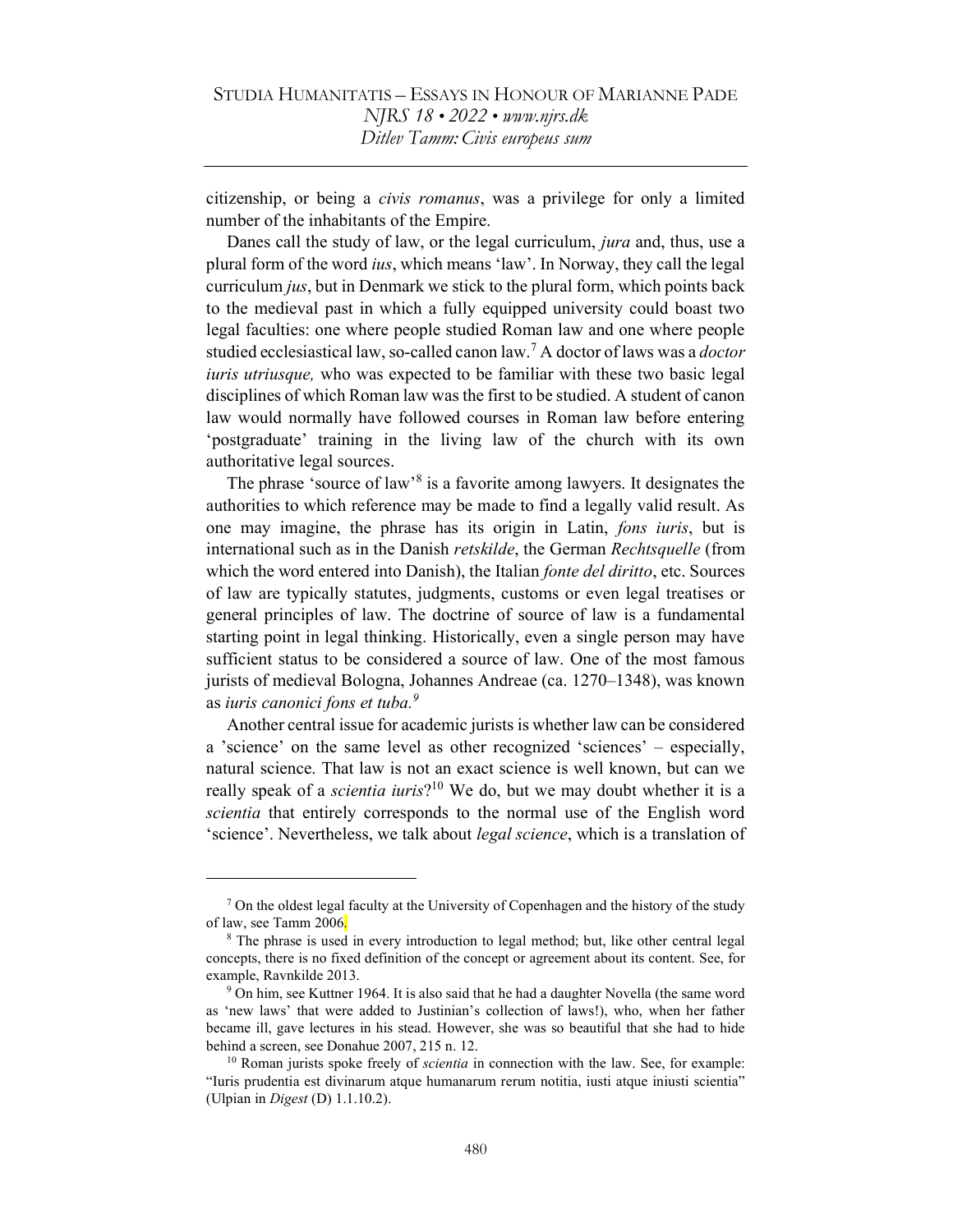citizenship, or being a *civis romanus*, was a privilege for only a limited number of the inhabitants of the Empire.

Danes call the study of law, or the legal curriculum, *jura* and, thus, use a plural form of the word *ius*, which means 'law'. In Norway, they call the legal curriculum *jus*, but in Denmark we stick to the plural form, which points back to the medieval past in which a fully equipped university could boast two legal faculties: one where people studied Roman law and one where people studied ecclesiastical law, so-called canon law.[7] A doctor of laws was a *doctor iuris utriusque,* who was expected to be familiar with these two basic legal disciplines of which Roman law was the first to be studied. A student of canon law would normally have followed courses in Roman law before entering 'postgraduate' training in the living law of the church with its own authoritative legal sources.

The phrase 'source of law'[8] is a favorite among lawyers. It designates the authorities to which reference may be made to find a legally valid result. As one may imagine, the phrase has its origin in Latin, *fons iuris*, but is international such as in the Danish *retskilde*, the German *Rechtsquelle* (from which the word entered into Danish), the Italian *fonte del diritto*, etc. Sources of law are typically statutes, judgments, customs or even legal treatises or general principles of law. The doctrine of source of law is a fundamental starting point in legal thinking. Historically, even a single person may have sufficient status to be considered a source of law. One of the most famous jurists of medieval Bologna, Johannes Andreae (ca. 1270–1348), was known as *iuris canonici fons et tuba.*[9]

Another central issue for academic jurists is whether law can be considered a 'science' on the same level as other recognized 'sciences' – especially, natural science. That law is not an exact science is well known, but can we really speak of a *scientia iuris*?[10] We do, but we may doubt whether it is a *scientia* that entirely corresponds to the normal use of the English word 'science'. Nevertheless, we talk about *legal science*, which is a translation of

---

[7] On the oldest legal faculty at the University of Copenhagen and the history of the study of law, see Tamm 2006.

[8] The phrase is used in every introduction to legal method; but, like other central legal concepts, there is no fixed definition of the concept or agreement about its content. See, for example, Ravnkilde 2013.

[9] On him, see Kuttner 1964. It is also said that he had a daughter Novella (the same word as 'new laws' that were added to Justinian's collection of laws!), who, when her father became ill, gave lectures in his stead. However, she was so beautiful that she had to hide behind a screen, see Donahue 2007, 215 n. 12.

[10] Roman jurists spoke freely of *scientia* in connection with the law. See, for example: "Iuris prudentia est divinarum atque humanarum rerum notitia, iusti atque iniusti scientia" (Ulpian in *Digest* (D) 1.1.10.2).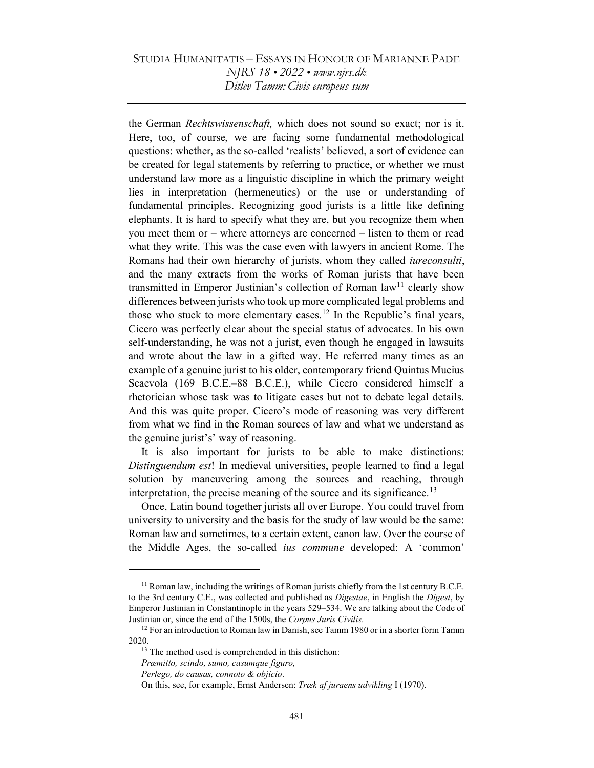the German *Rechtswissenschaft,* which does not sound so exact; nor is it. Here, too, of course, we are facing some fundamental methodological questions: whether, as the so-called 'realists' believed, a sort of evidence can be created for legal statements by referring to practice, or whether we must understand law more as a linguistic discipline in which the primary weight lies in interpretation (hermeneutics) or the use or understanding of fundamental principles. Recognizing good jurists is a little like defining elephants. It is hard to specify what they are, but you recognize them when you meet them or – where attorneys are concerned – listen to them or read what they write. This was the case even with lawyers in ancient Rome. The Romans had their own hierarchy of jurists, whom they called *iureconsulti*, and the many extracts from the works of Roman jurists that have been transmitted in Emperor Justinian's collection of Roman law[11] clearly show differences between jurists who took up more complicated legal problems and those who stuck to more elementary cases.[12] In the Republic's final years, Cicero was perfectly clear about the special status of advocates. In his own self-understanding, he was not a jurist, even though he engaged in lawsuits and wrote about the law in a gifted way. He referred many times as an example of a genuine jurist to his older, contemporary friend Quintus Mucius Scaevola (169 B.C.E.–88 B.C.E.), while Cicero considered himself a rhetorician whose task was to litigate cases but not to debate legal details. And this was quite proper. Cicero's mode of reasoning was very different from what we find in the Roman sources of law and what we understand as the genuine jurist's' way of reasoning.

It is also important for jurists to be able to make distinctions: *Distinguendum est*! In medieval universities, people learned to find a legal solution by maneuvering among the sources and reaching, through interpretation, the precise meaning of the source and its significance.[13]

Once, Latin bound together jurists all over Europe. You could travel from university to university and the basis for the study of law would be the same: Roman law and sometimes, to a certain extent, canon law. Over the course of the Middle Ages, the so-called *ius commune* developed: A 'common'

---

[11] Roman law, including the writings of Roman jurists chiefly from the 1st century B.C.E. to the 3rd century C.E., was collected and published as *Digestae*, in English the *Digest*, by Emperor Justinian in Constantinople in the years 529–534. We are talking about the Code of Justinian or, since the end of the 1500s, the *Corpus Juris Civilis*.

[12] For an introduction to Roman law in Danish, see Tamm 1980 or in a shorter form Tamm 2020.

[13] The method used is comprehended in this distichon:
*Præmitto, scindo, sumo, casumque figuro,*
*Perlego, do causas, connoto & objicio*.
On this, see, for example, Ernst Andersen: *Træk af juraens udvikling* I (1970).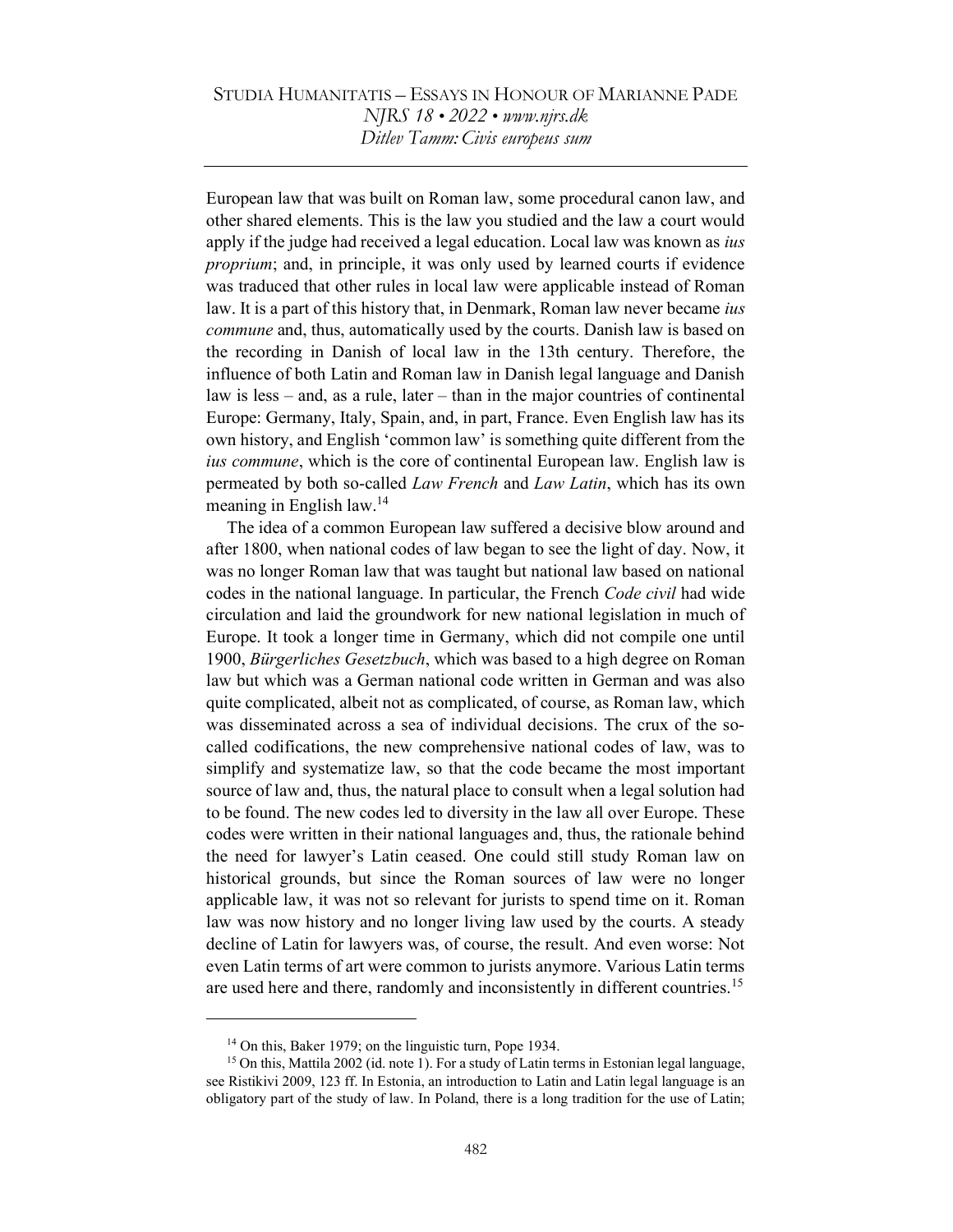European law that was built on Roman law, some procedural canon law, and other shared elements. This is the law you studied and the law a court would apply if the judge had received a legal education. Local law was known as *ius proprium*; and, in principle, it was only used by learned courts if evidence was traduced that other rules in local law were applicable instead of Roman law. It is a part of this history that, in Denmark, Roman law never became *ius commune* and, thus, automatically used by the courts. Danish law is based on the recording in Danish of local law in the 13th century. Therefore, the influence of both Latin and Roman law in Danish legal language and Danish law is less – and, as a rule, later – than in the major countries of continental Europe: Germany, Italy, Spain, and, in part, France. Even English law has its own history, and English 'common law' is something quite different from the *ius commune*, which is the core of continental European law. English law is permeated by both so-called *Law French* and *Law Latin*, which has its own meaning in English law.[14]

The idea of a common European law suffered a decisive blow around and after 1800, when national codes of law began to see the light of day. Now, it was no longer Roman law that was taught but national law based on national codes in the national language. In particular, the French *Code civil* had wide circulation and laid the groundwork for new national legislation in much of Europe. It took a longer time in Germany, which did not compile one until 1900, *Bürgerliches Gesetzbuch*, which was based to a high degree on Roman law but which was a German national code written in German and was also quite complicated, albeit not as complicated, of course, as Roman law, which was disseminated across a sea of individual decisions. The crux of the so-called codifications, the new comprehensive national codes of law, was to simplify and systematize law, so that the code became the most important source of law and, thus, the natural place to consult when a legal solution had to be found. The new codes led to diversity in the law all over Europe. These codes were written in their national languages and, thus, the rationale behind the need for lawyer's Latin ceased. One could still study Roman law on historical grounds, but since the Roman sources of law were no longer applicable law, it was not so relevant for jurists to spend time on it. Roman law was now history and no longer living law used by the courts. A steady decline of Latin for lawyers was, of course, the result. And even worse: Not even Latin terms of art were common to jurists anymore. Various Latin terms are used here and there, randomly and inconsistently in different countries.[15]

---

[14] On this, Baker 1979; on the linguistic turn, Pope 1934.

[15] On this, Mattila 2002 (id. note 1). For a study of Latin terms in Estonian legal language, see Ristikivi 2009, 123 ff. In Estonia, an introduction to Latin and Latin legal language is an obligatory part of the study of law. In Poland, there is a long tradition for the use of Latin;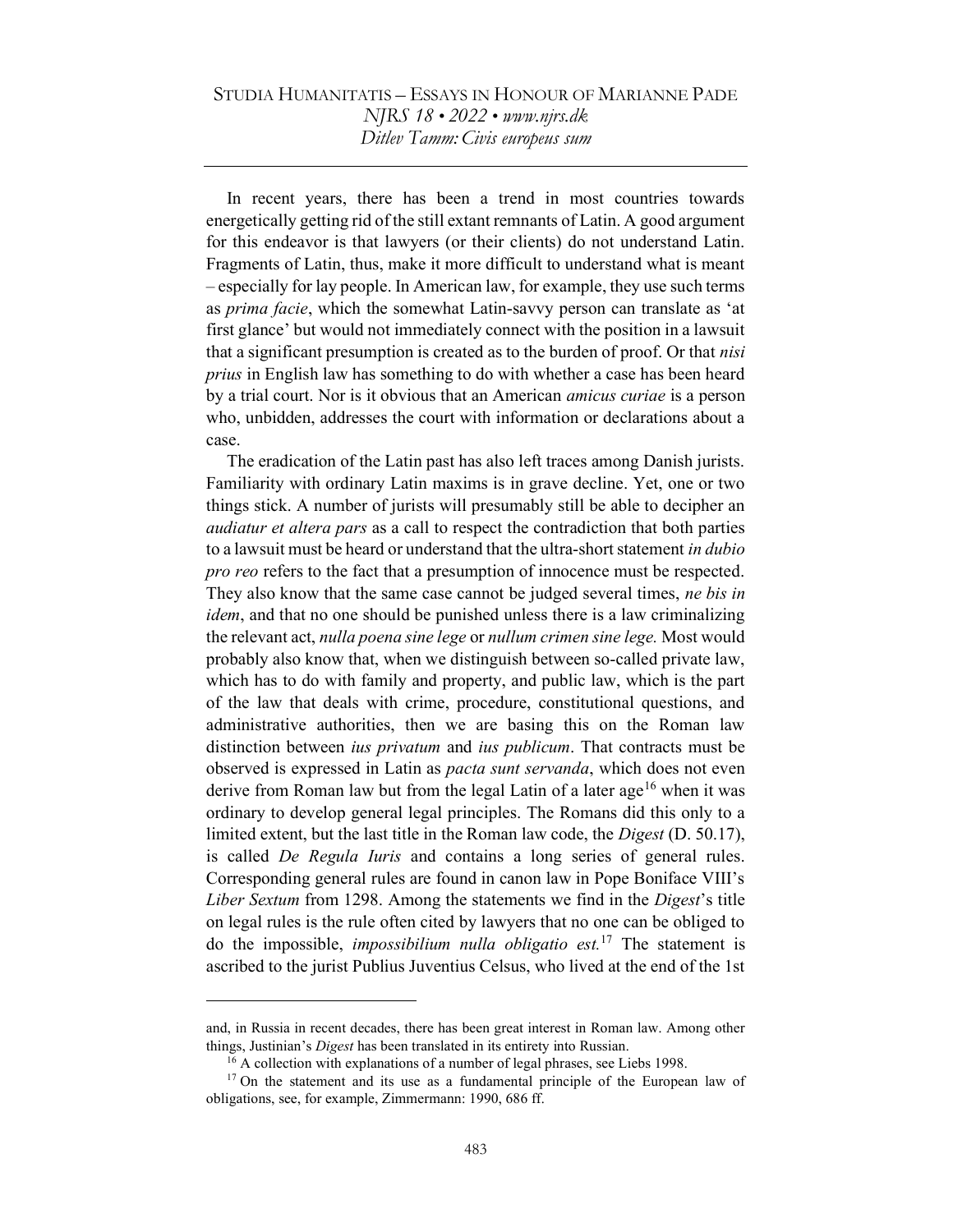In recent years, there has been a trend in most countries towards energetically getting rid of the still extant remnants of Latin. A good argument for this endeavor is that lawyers (or their clients) do not understand Latin. Fragments of Latin, thus, make it more difficult to understand what is meant – especially for lay people. In American law, for example, they use such terms as *prima facie*, which the somewhat Latin-savvy person can translate as 'at first glance' but would not immediately connect with the position in a lawsuit that a significant presumption is created as to the burden of proof. Or that *nisi prius* in English law has something to do with whether a case has been heard by a trial court. Nor is it obvious that an American *amicus curiae* is a person who, unbidden, addresses the court with information or declarations about a case.

The eradication of the Latin past has also left traces among Danish jurists. Familiarity with ordinary Latin maxims is in grave decline. Yet, one or two things stick. A number of jurists will presumably still be able to decipher an *audiatur et altera pars* as a call to respect the contradiction that both parties to a lawsuit must be heard or understand that the ultra-short statement *in dubio pro reo* refers to the fact that a presumption of innocence must be respected. They also know that the same case cannot be judged several times, *ne bis in idem*, and that no one should be punished unless there is a law criminalizing the relevant act, *nulla poena sine lege* or *nullum crimen sine lege.* Most would probably also know that, when we distinguish between so-called private law, which has to do with family and property, and public law, which is the part of the law that deals with crime, procedure, constitutional questions, and administrative authorities, then we are basing this on the Roman law distinction between *ius privatum* and *ius publicum*. That contracts must be observed is expressed in Latin as *pacta sunt servanda*, which does not even derive from Roman law but from the legal Latin of a later age[16] when it was ordinary to develop general legal principles. The Romans did this only to a limited extent, but the last title in the Roman law code, the *Digest* (D. 50.17), is called *De Regula Iuris* and contains a long series of general rules. Corresponding general rules are found in canon law in Pope Boniface VIII's *Liber Sextum* from 1298. Among the statements we find in the *Digest*'s title on legal rules is the rule often cited by lawyers that no one can be obliged to do the impossible, *impossibilium nulla obligatio est.*[17] The statement is ascribed to the jurist Publius Juventius Celsus, who lived at the end of the 1st

---

and, in Russia in recent decades, there has been great interest in Roman law. Among other things, Justinian's *Digest* has been translated in its entirety into Russian.

[16] A collection with explanations of a number of legal phrases, see Liebs 1998.

[17] On the statement and its use as a fundamental principle of the European law of obligations, see, for example, Zimmermann: 1990, 686 ff.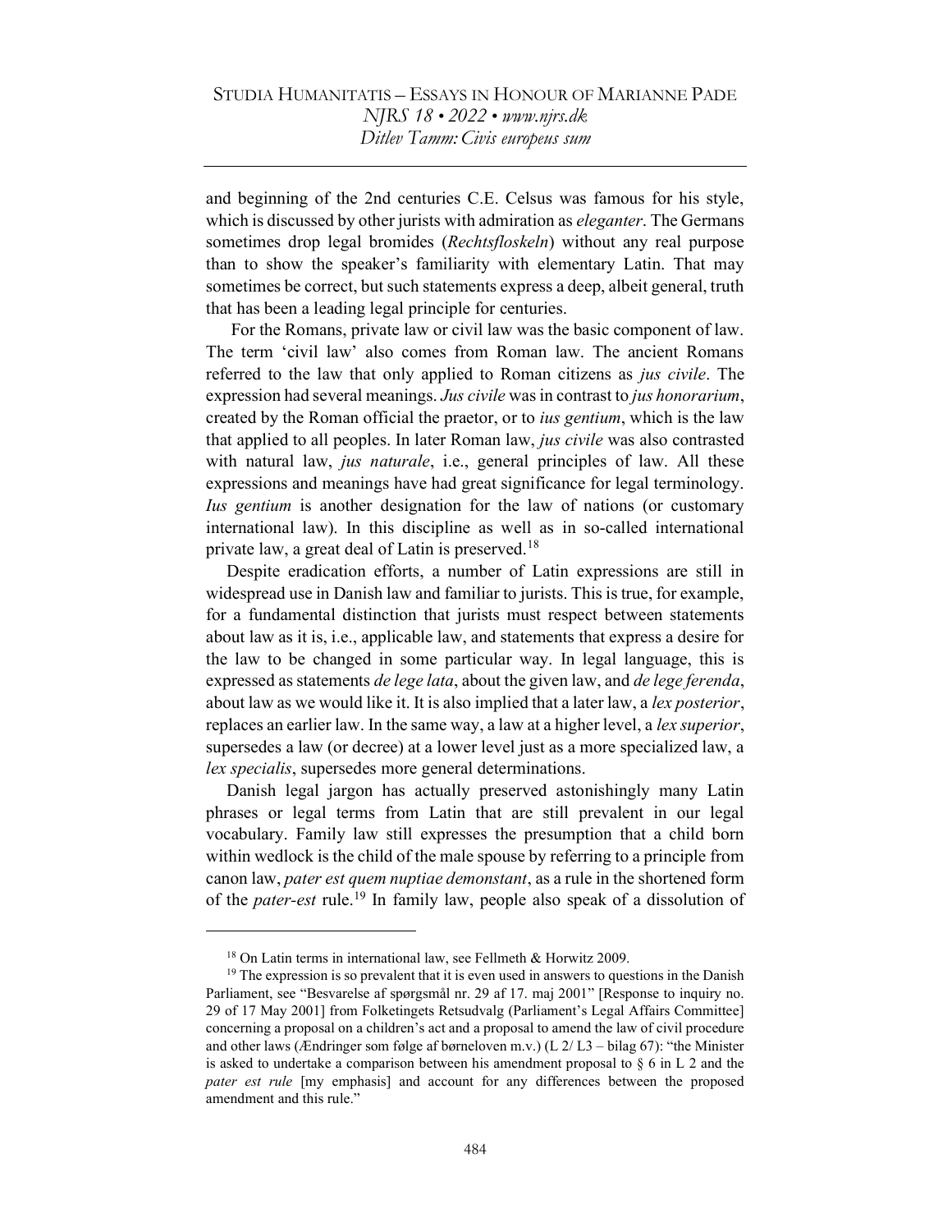and beginning of the 2nd centuries C.E. Celsus was famous for his style, which is discussed by other jurists with admiration as *eleganter*. The Germans sometimes drop legal bromides (*Rechtsfloskeln*) without any real purpose than to show the speaker's familiarity with elementary Latin. That may sometimes be correct, but such statements express a deep, albeit general, truth that has been a leading legal principle for centuries.

For the Romans, private law or civil law was the basic component of law. The term 'civil law' also comes from Roman law. The ancient Romans referred to the law that only applied to Roman citizens as *jus civile*. The expression had several meanings. *Jus civile* was in contrast to *jus honorarium*, created by the Roman official the praetor, or to *ius gentium*, which is the law that applied to all peoples. In later Roman law, *jus civile* was also contrasted with natural law, *jus naturale*, i.e., general principles of law. All these expressions and meanings have had great significance for legal terminology. *Ius gentium* is another designation for the law of nations (or customary international law). In this discipline as well as in so-called international private law, a great deal of Latin is preserved.[18]

Despite eradication efforts, a number of Latin expressions are still in widespread use in Danish law and familiar to jurists. This is true, for example, for a fundamental distinction that jurists must respect between statements about law as it is, i.e., applicable law, and statements that express a desire for the law to be changed in some particular way. In legal language, this is expressed as statements *de lege lata*, about the given law, and *de lege ferenda*, about law as we would like it. It is also implied that a later law, a *lex posterior*, replaces an earlier law. In the same way, a law at a higher level, a *lex superior*, supersedes a law (or decree) at a lower level just as a more specialized law, a *lex specialis*, supersedes more general determinations.

Danish legal jargon has actually preserved astonishingly many Latin phrases or legal terms from Latin that are still prevalent in our legal vocabulary. Family law still expresses the presumption that a child born within wedlock is the child of the male spouse by referring to a principle from canon law, *pater est quem nuptiae demonstant*, as a rule in the shortened form of the *pater-est* rule.[19] In family law, people also speak of a dissolution of

---

[18] On Latin terms in international law, see Fellmeth & Horwitz 2009.

[19] The expression is so prevalent that it is even used in answers to questions in the Danish Parliament, see "Besvarelse af spørgsmål nr. 29 af 17. maj 2001" [Response to inquiry no. 29 of 17 May 2001] from Folketingets Retsudvalg (Parliament's Legal Affairs Committee] concerning a proposal on a children's act and a proposal to amend the law of civil procedure and other laws (Ændringer som følge af børneloven m.v.) (L 2/ L3 – bilag 67): "the Minister is asked to undertake a comparison between his amendment proposal to § 6 in L 2 and the *pater est rule* [my emphasis] and account for any differences between the proposed amendment and this rule."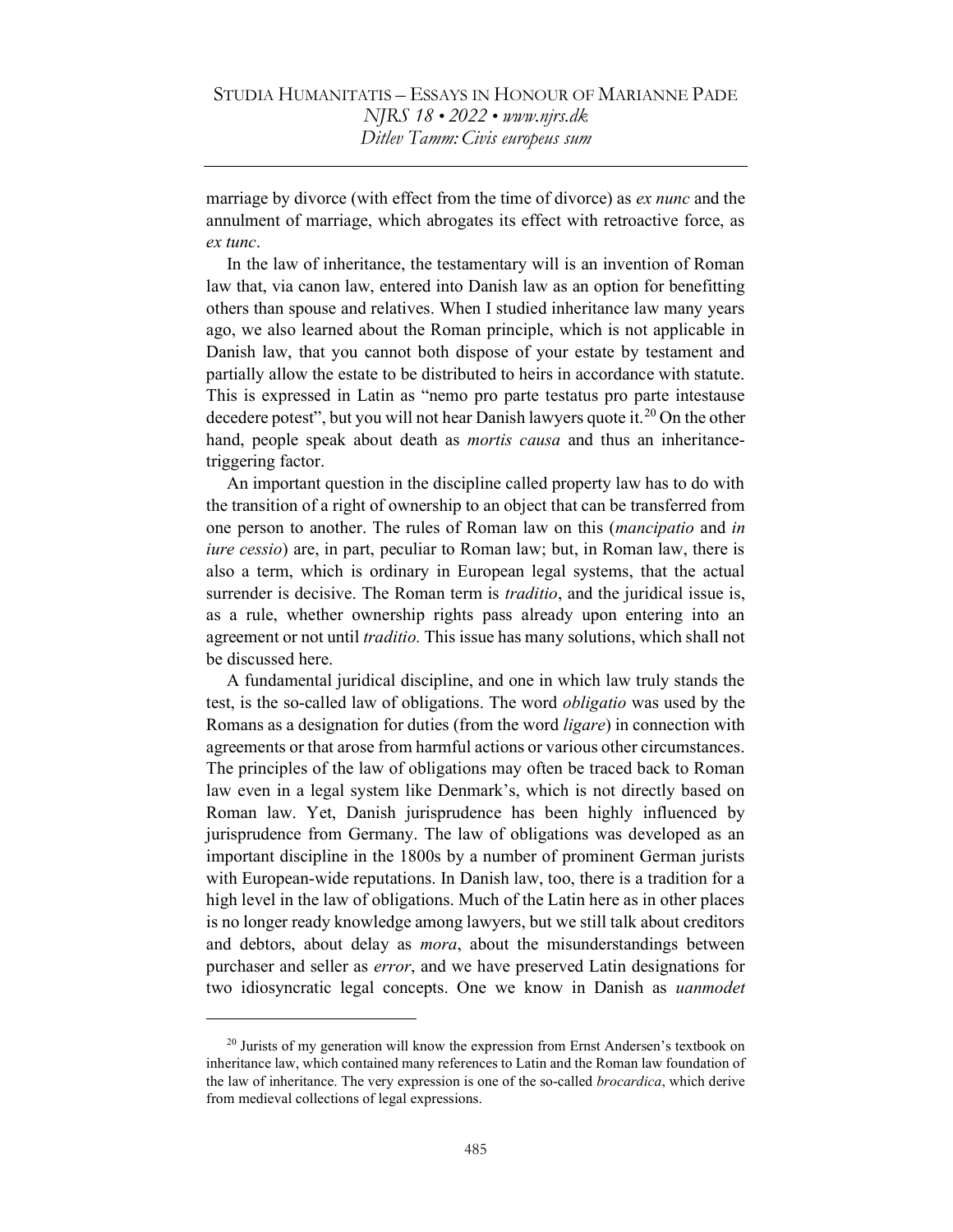marriage by divorce (with effect from the time of divorce) as *ex nunc* and the annulment of marriage, which abrogates its effect with retroactive force, as *ex tunc*.

In the law of inheritance, the testamentary will is an invention of Roman law that, via canon law, entered into Danish law as an option for benefitting others than spouse and relatives. When I studied inheritance law many years ago, we also learned about the Roman principle, which is not applicable in Danish law, that you cannot both dispose of your estate by testament and partially allow the estate to be distributed to heirs in accordance with statute. This is expressed in Latin as "nemo pro parte testatus pro parte intestause decedere potest", but you will not hear Danish lawyers quote it.[20] On the other hand, people speak about death as *mortis causa* and thus an inheritance-triggering factor.

An important question in the discipline called property law has to do with the transition of a right of ownership to an object that can be transferred from one person to another. The rules of Roman law on this (*mancipatio* and *in iure cessio*) are, in part, peculiar to Roman law; but, in Roman law, there is also a term, which is ordinary in European legal systems, that the actual surrender is decisive. The Roman term is *traditio*, and the juridical issue is, as a rule, whether ownership rights pass already upon entering into an agreement or not until *traditio.* This issue has many solutions, which shall not be discussed here.

A fundamental juridical discipline, and one in which law truly stands the test, is the so-called law of obligations. The word *obligatio* was used by the Romans as a designation for duties (from the word *ligare*) in connection with agreements or that arose from harmful actions or various other circumstances. The principles of the law of obligations may often be traced back to Roman law even in a legal system like Denmark's, which is not directly based on Roman law. Yet, Danish jurisprudence has been highly influenced by jurisprudence from Germany. The law of obligations was developed as an important discipline in the 1800s by a number of prominent German jurists with European-wide reputations. In Danish law, too, there is a tradition for a high level in the law of obligations. Much of the Latin here as in other places is no longer ready knowledge among lawyers, but we still talk about creditors and debtors, about delay as *mora*, about the misunderstandings between purchaser and seller as *error*, and we have preserved Latin designations for two idiosyncratic legal concepts. One we know in Danish as *uanmodet*

[20] Jurists of my generation will know the expression from Ernst Andersen's textbook on inheritance law, which contained many references to Latin and the Roman law foundation of the law of inheritance. The very expression is one of the so-called *brocardica*, which derive from medieval collections of legal expressions.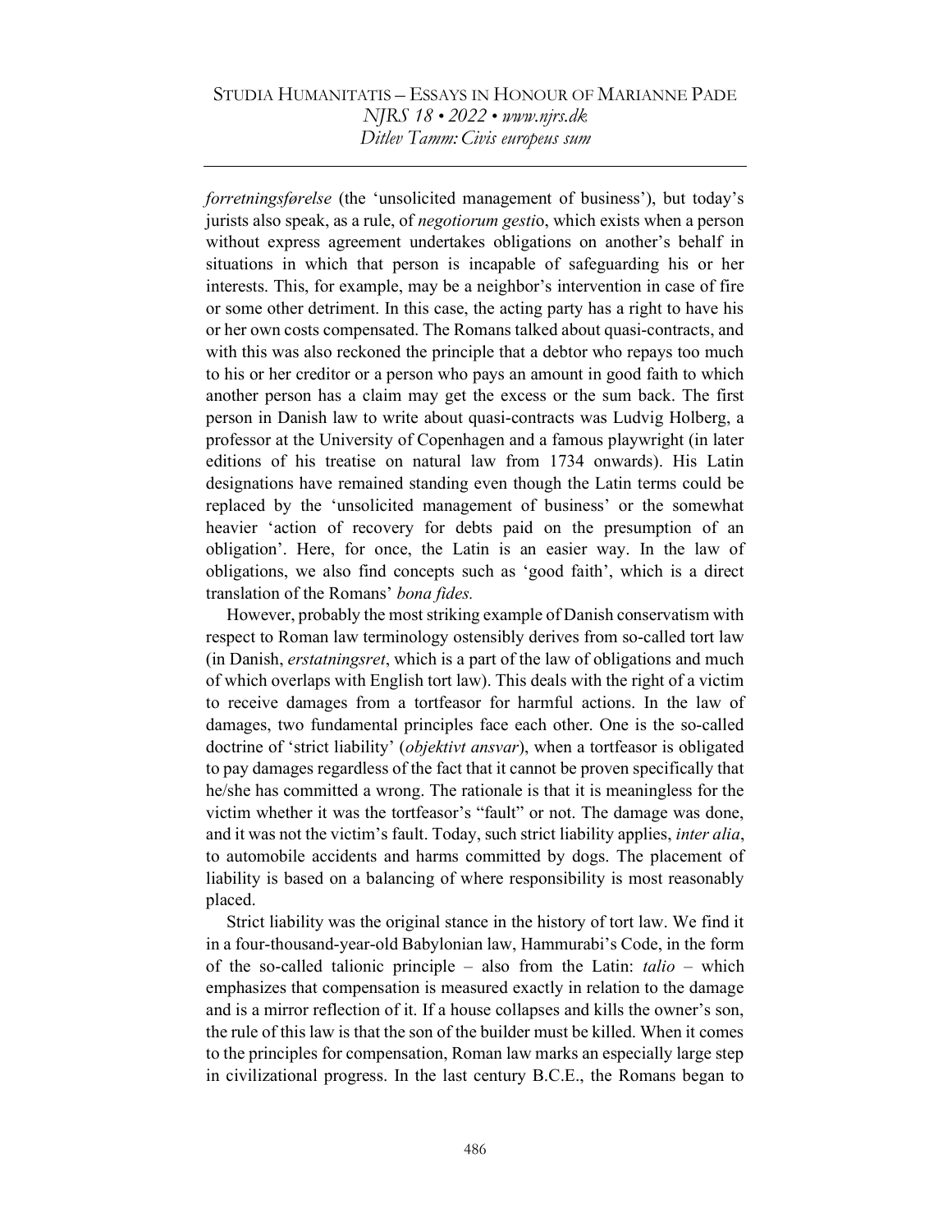*forretningsførelse* (the 'unsolicited management of business'), but today's jurists also speak, as a rule, of *negotiorum gesti*o, which exists when a person without express agreement undertakes obligations on another's behalf in situations in which that person is incapable of safeguarding his or her interests. This, for example, may be a neighbor's intervention in case of fire or some other detriment. In this case, the acting party has a right to have his or her own costs compensated. The Romans talked about quasi-contracts, and with this was also reckoned the principle that a debtor who repays too much to his or her creditor or a person who pays an amount in good faith to which another person has a claim may get the excess or the sum back. The first person in Danish law to write about quasi-contracts was Ludvig Holberg, a professor at the University of Copenhagen and a famous playwright (in later editions of his treatise on natural law from 1734 onwards). His Latin designations have remained standing even though the Latin terms could be replaced by the 'unsolicited management of business' or the somewhat heavier 'action of recovery for debts paid on the presumption of an obligation'. Here, for once, the Latin is an easier way. In the law of obligations, we also find concepts such as 'good faith', which is a direct translation of the Romans' *bona fides.*

However, probably the most striking example of Danish conservatism with respect to Roman law terminology ostensibly derives from so-called tort law (in Danish, *erstatningsret*, which is a part of the law of obligations and much of which overlaps with English tort law). This deals with the right of a victim to receive damages from a tortfeasor for harmful actions. In the law of damages, two fundamental principles face each other. One is the so-called doctrine of 'strict liability' (*objektivt ansvar*), when a tortfeasor is obligated to pay damages regardless of the fact that it cannot be proven specifically that he/she has committed a wrong. The rationale is that it is meaningless for the victim whether it was the tortfeasor's "fault" or not. The damage was done, and it was not the victim's fault. Today, such strict liability applies, *inter alia*, to automobile accidents and harms committed by dogs. The placement of liability is based on a balancing of where responsibility is most reasonably placed.

Strict liability was the original stance in the history of tort law. We find it in a four-thousand-year-old Babylonian law, Hammurabi's Code, in the form of the so-called talionic principle – also from the Latin: *talio* – which emphasizes that compensation is measured exactly in relation to the damage and is a mirror reflection of it. If a house collapses and kills the owner's son, the rule of this law is that the son of the builder must be killed. When it comes to the principles for compensation, Roman law marks an especially large step in civilizational progress. In the last century B.C.E., the Romans began to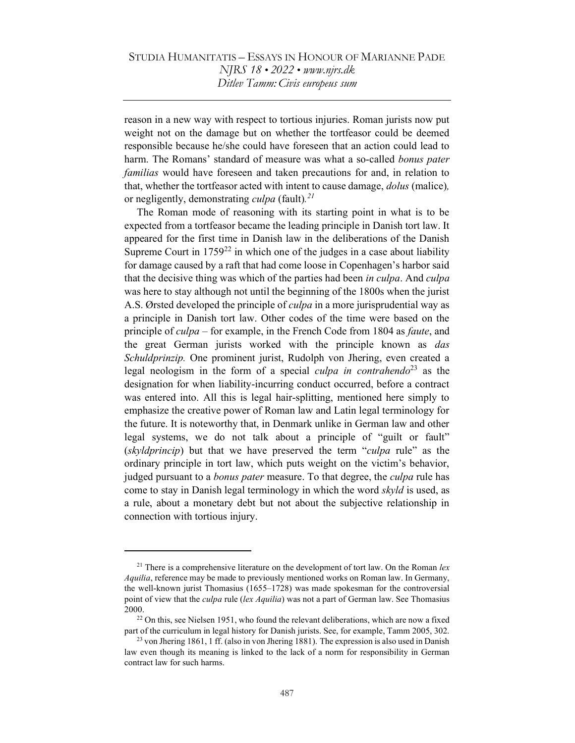reason in a new way with respect to tortious injuries. Roman jurists now put weight not on the damage but on whether the tortfeasor could be deemed responsible because he/she could have foreseen that an action could lead to harm. The Romans' standard of measure was what a so-called *bonus pater familias* would have foreseen and taken precautions for and, in relation to that, whether the tortfeasor acted with intent to cause damage, *dolus* (malice), or negligently, demonstrating *culpa* (fault).[21]

The Roman mode of reasoning with its starting point in what is to be expected from a tortfeasor became the leading principle in Danish tort law. It appeared for the first time in Danish law in the deliberations of the Danish Supreme Court in 1759[22] in which one of the judges in a case about liability for damage caused by a raft that had come loose in Copenhagen's harbor said that the decisive thing was which of the parties had been *in culpa*. And *culpa* was here to stay although not until the beginning of the 1800s when the jurist A.S. Ørsted developed the principle of *culpa* in a more jurisprudential way as a principle in Danish tort law. Other codes of the time were based on the principle of *culpa* – for example, in the French Code from 1804 as *faute*, and the great German jurists worked with the principle known as *das Schuldprinzip.* One prominent jurist, Rudolph von Jhering, even created a legal neologism in the form of a special *culpa in contrahendo*[23] as the designation for when liability-incurring conduct occurred, before a contract was entered into. All this is legal hair-splitting, mentioned here simply to emphasize the creative power of Roman law and Latin legal terminology for the future. It is noteworthy that, in Denmark unlike in German law and other legal systems, we do not talk about a principle of "guilt or fault" (*skyldprincip*) but that we have preserved the term "*culpa* rule" as the ordinary principle in tort law, which puts weight on the victim's behavior, judged pursuant to a *bonus pater* measure. To that degree, the *culpa* rule has come to stay in Danish legal terminology in which the word *skyld* is used, as a rule, about a monetary debt but not about the subjective relationship in connection with tortious injury.

---

[21] There is a comprehensive literature on the development of tort law. On the Roman *lex Aquilia*, reference may be made to previously mentioned works on Roman law. In Germany, the well-known jurist Thomasius (1655–1728) was made spokesman for the controversial point of view that the *culpa* rule (*lex Aquilia*) was not a part of German law. See Thomasius 2000.

[22] On this, see Nielsen 1951, who found the relevant deliberations, which are now a fixed part of the curriculum in legal history for Danish jurists. See, for example, Tamm 2005, 302.

[23] von Jhering 1861, 1 ff. (also in von Jhering 1881). The expression is also used in Danish law even though its meaning is linked to the lack of a norm for responsibility in German contract law for such harms.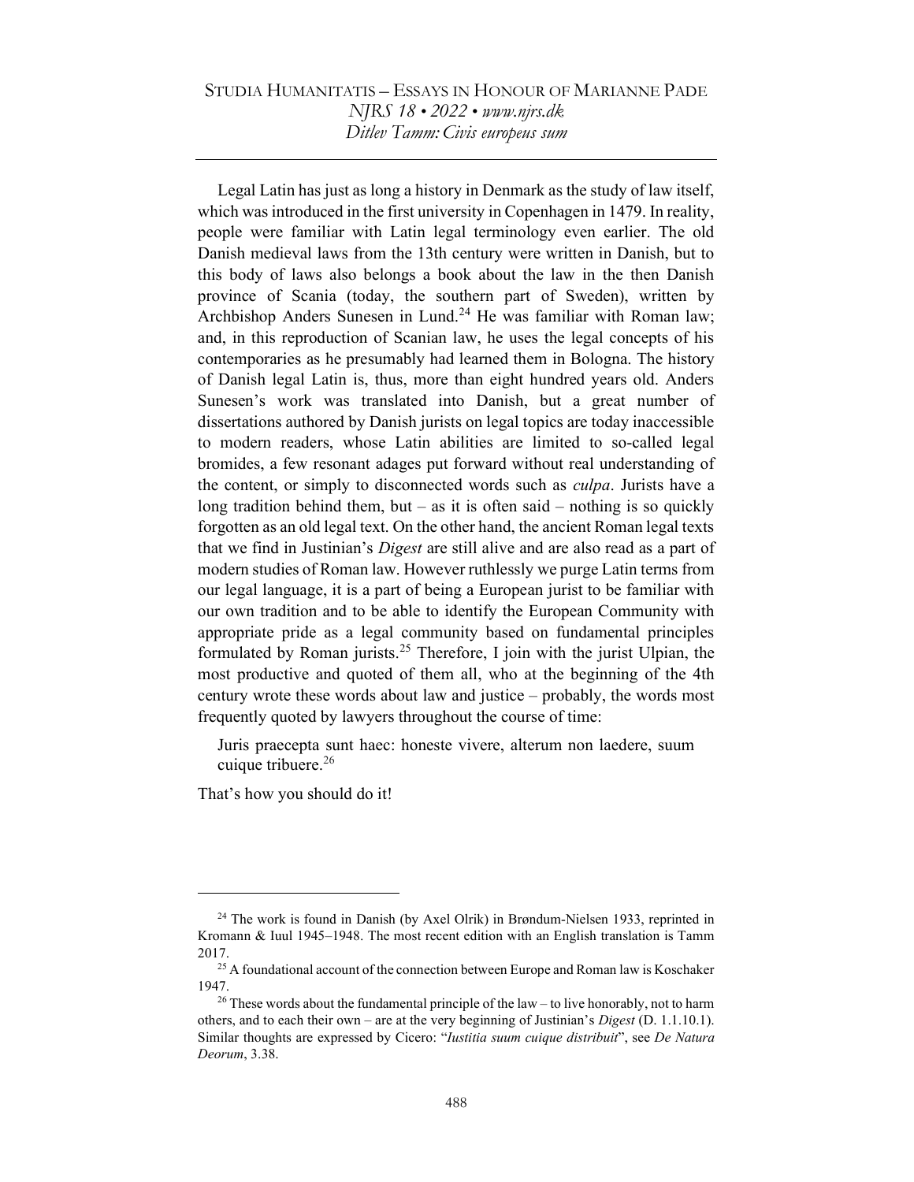Legal Latin has just as long a history in Denmark as the study of law itself, which was introduced in the first university in Copenhagen in 1479. In reality, people were familiar with Latin legal terminology even earlier. The old Danish medieval laws from the 13th century were written in Danish, but to this body of laws also belongs a book about the law in the then Danish province of Scania (today, the southern part of Sweden), written by Archbishop Anders Sunesen in Lund.[24] He was familiar with Roman law; and, in this reproduction of Scanian law, he uses the legal concepts of his contemporaries as he presumably had learned them in Bologna. The history of Danish legal Latin is, thus, more than eight hundred years old. Anders Sunesen's work was translated into Danish, but a great number of dissertations authored by Danish jurists on legal topics are today inaccessible to modern readers, whose Latin abilities are limited to so-called legal bromides, a few resonant adages put forward without real understanding of the content, or simply to disconnected words such as *culpa*. Jurists have a long tradition behind them, but – as it is often said – nothing is so quickly forgotten as an old legal text. On the other hand, the ancient Roman legal texts that we find in Justinian's *Digest* are still alive and are also read as a part of modern studies of Roman law. However ruthlessly we purge Latin terms from our legal language, it is a part of being a European jurist to be familiar with our own tradition and to be able to identify the European Community with appropriate pride as a legal community based on fundamental principles formulated by Roman jurists.[25] Therefore, I join with the jurist Ulpian, the most productive and quoted of them all, who at the beginning of the 4th century wrote these words about law and justice – probably, the words most frequently quoted by lawyers throughout the course of time:

> Juris praecepta sunt haec: honeste vivere, alterum non laedere, suum cuique tribuere.[26]

That's how you should do it!

---

[24] The work is found in Danish (by Axel Olrik) in Brøndum-Nielsen 1933, reprinted in Kromann & Iuul 1945–1948. The most recent edition with an English translation is Tamm 2017.

[25] A foundational account of the connection between Europe and Roman law is Koschaker 1947.

[26] These words about the fundamental principle of the law – to live honorably, not to harm others, and to each their own – are at the very beginning of Justinian's *Digest* (D. 1.1.10.1). Similar thoughts are expressed by Cicero: "*Iustitia suum cuique distribuit*", see *De Natura Deorum*, 3.38.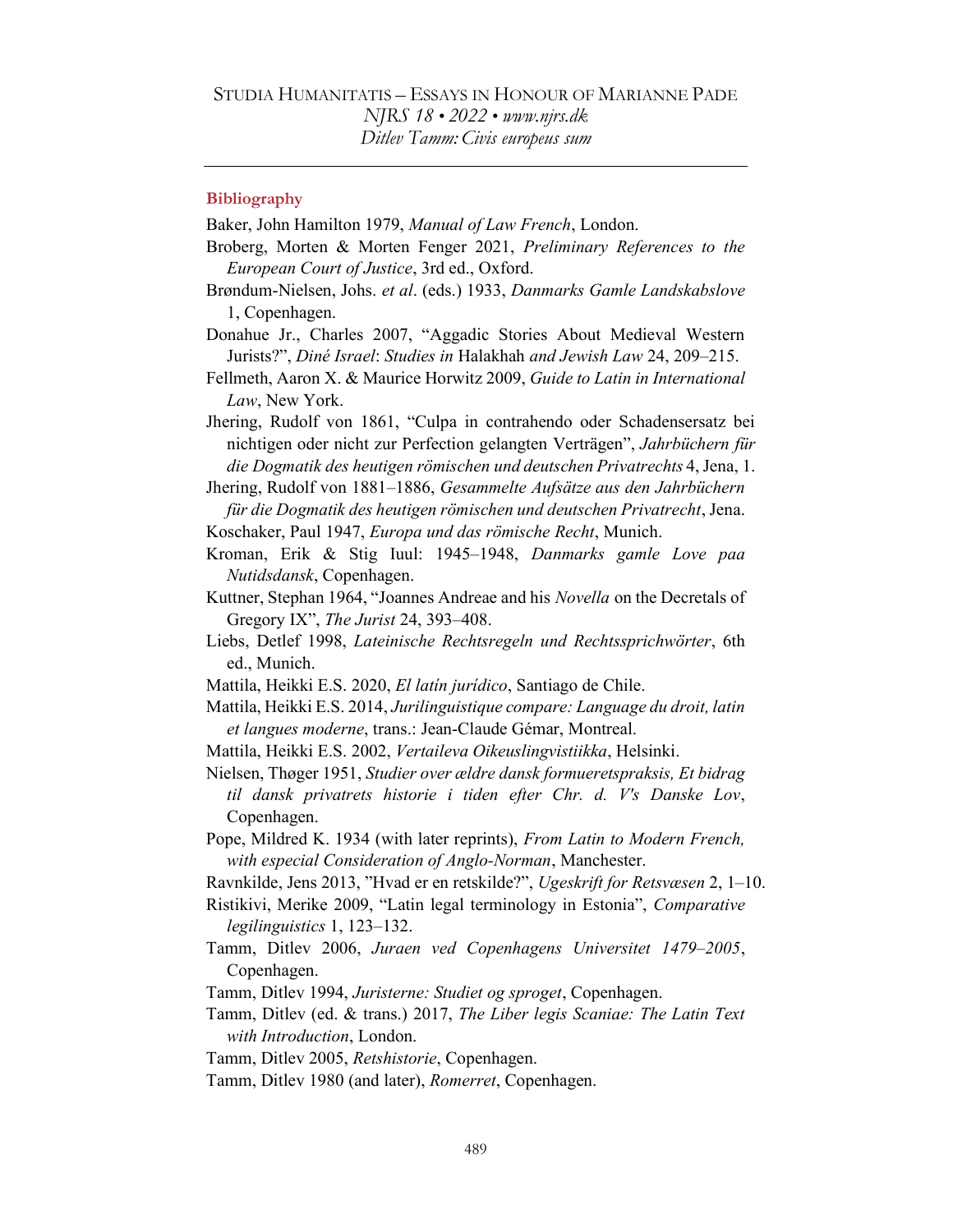## Bibliography

Baker, John Hamilton 1979, *Manual of Law French*, London.

Broberg, Morten & Morten Fenger 2021, *Preliminary References to the European Court of Justice*, 3rd ed., Oxford.

Brøndum-Nielsen, Johs. *et al*. (eds.) 1933, *Danmarks Gamle Landskabslove* 1, Copenhagen.

Donahue Jr., Charles 2007, "Aggadic Stories About Medieval Western Jurists?", *Diné Israel*: *Studies in* Halakhah *and Jewish Law* 24, 209–215.

Fellmeth, Aaron X. & Maurice Horwitz 2009, *Guide to Latin in International Law*, New York.

Jhering, Rudolf von 1861, "Culpa in contrahendo oder Schadensersatz bei nichtigen oder nicht zur Perfection gelangten Verträgen", *Jahrbüchern für die Dogmatik des heutigen römischen und deutschen Privatrechts* 4, Jena, 1.

Jhering, Rudolf von 1881–1886, *Gesammelte Aufsätze aus den Jahrbüchern für die Dogmatik des heutigen römischen und deutschen Privatrecht*, Jena.

Koschaker, Paul 1947, *Europa und das römische Recht*, Munich.

Kroman, Erik & Stig Iuul: 1945–1948, *Danmarks gamle Love paa Nutidsdansk*, Copenhagen.

Kuttner, Stephan 1964, "Joannes Andreae and his *Novella* on the Decretals of Gregory IX", *The Jurist* 24, 393–408.

Liebs, Detlef 1998, *Lateinische Rechtsregeln und Rechtssprichwörter*, 6th ed., Munich.

Mattila, Heikki E.S. 2020, *El latín jurídico*, Santiago de Chile.

Mattila, Heikki E.S. 2014, *Jurilinguistique compare: Language du droit, latin et langues moderne*, trans.: Jean-Claude Gémar, Montreal.

Mattila, Heikki E.S. 2002, *Vertaileva Oikeuslingvistiikka*, Helsinki.

Nielsen, Thøger 1951, *Studier over ældre dansk formueretspraksis, Et bidrag til dansk privatrets historie i tiden efter Chr. d. V's Danske Lov*, Copenhagen.

Pope, Mildred K. 1934 (with later reprints), *From Latin to Modern French, with especial Consideration of Anglo-Norman*, Manchester.

Ravnkilde, Jens 2013, "Hvad er en retskilde?", *Ugeskrift for Retsvæsen* 2, 1–10.

Ristikivi, Merike 2009, "Latin legal terminology in Estonia", *Comparative legilinguistics* 1, 123–132.

Tamm, Ditlev 2006, *Juraen ved Copenhagens Universitet 1479–2005*, Copenhagen.

Tamm, Ditlev 1994, *Juristerne: Studiet og sproget*, Copenhagen.

Tamm, Ditlev (ed. & trans.) 2017, *The Liber legis Scaniae: The Latin Text with Introduction*, London.

Tamm, Ditlev 2005, *Retshistorie*, Copenhagen.

Tamm, Ditlev 1980 (and later), *Romerret*, Copenhagen.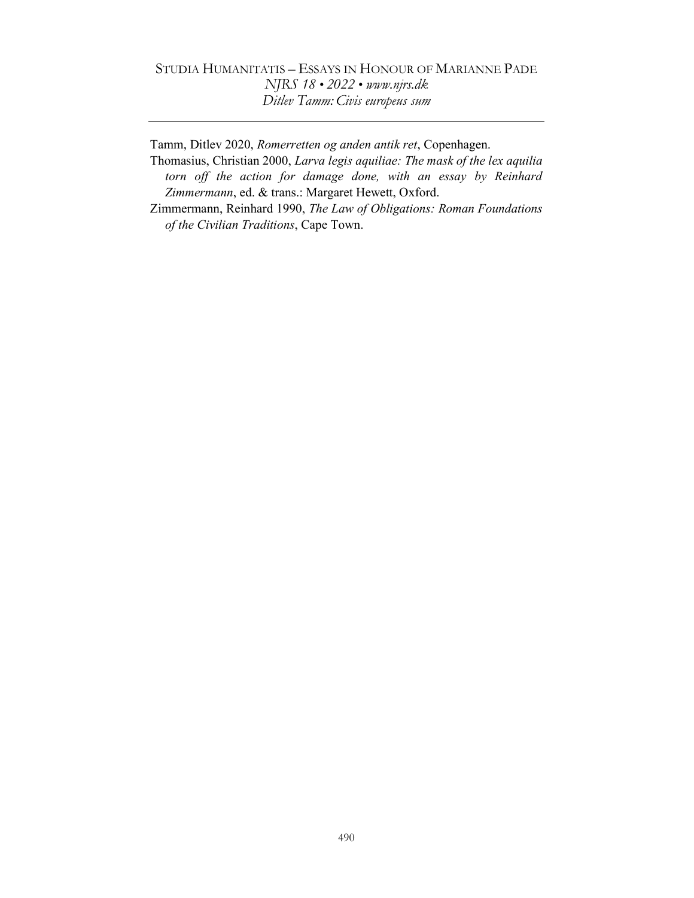Tamm, Ditlev 2020, *Romerretten og anden antik ret*, Copenhagen.

Thomasius, Christian 2000, *Larva legis aquiliae: The mask of the lex aquilia torn off the action for damage done, with an essay by Reinhard Zimmermann*, ed. & trans.: Margaret Hewett, Oxford.

Zimmermann, Reinhard 1990, *The Law of Obligations: Roman Foundations of the Civilian Traditions*, Cape Town.